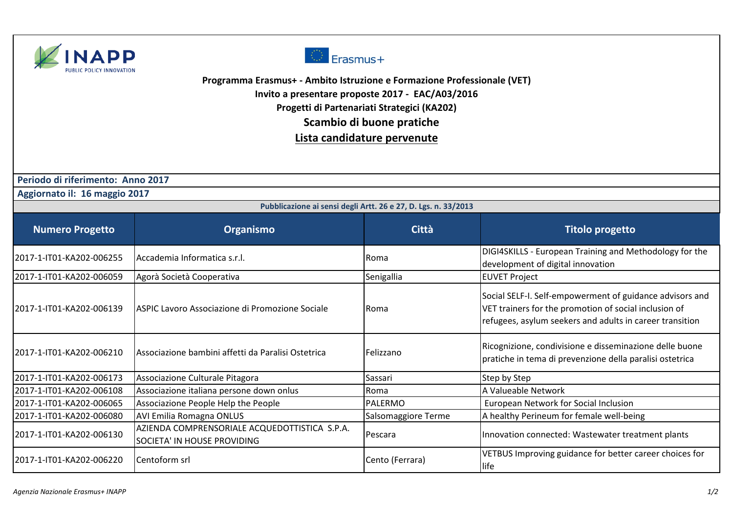**Programma Erasmus+ - Ambito Istruzione e Formazione Professionale (VET)**

**Invito a presentare proposte 2017 - EAC/A03/2016**

**Progetti di Partenariati Strategici (KA202)**

## Scambio di buone pratiche

## Lista candidature pervenute

**Periodo di riferimento: Anno 2017**

**Aggiornato il: 16 maggio 2017**

**Pubblicazione ai sensi degli Artt. 26 e 27, D. Lgs. n. 33/2013**

| Numero Progetto | Organismo | Città | Titolo progetto |
|---|---|---|---|
| 2017-1-IT01-KA202-006255 | Accademia Informatica s.r.l. | Roma | DIGI4SKILLS - European Training and Methodology for the development of digital innovation |
| 2017-1-IT01-KA202-006059 | Agorà Società Cooperativa | Senigallia | EUVET Project |
| 2017-1-IT01-KA202-006139 | ASPIC Lavoro Associazione di Promozione Sociale | Roma | Social SELF-I. Self-empowerment of guidance advisors and VET trainers for the promotion of social inclusion of refugees, asylum seekers and adults in career transition |
| 2017-1-IT01-KA202-006210 | Associazione bambini affetti da Paralisi Ostetrica | Felizzano | Ricognizione, condivisione e disseminazione delle buone pratiche in tema di prevenzione della paralisi ostetrica |
| 2017-1-IT01-KA202-006173 | Associazione Culturale Pitagora | Sassari | Step by Step |
| 2017-1-IT01-KA202-006108 | Associazione italiana persone down onlus | Roma | A Valueable Network |
| 2017-1-IT01-KA202-006065 | Associazione People Help the People | PALERMO | European Network for Social Inclusion |
| 2017-1-IT01-KA202-006080 | AVI Emilia Romagna ONLUS | Salsomaggiore Terme | A healthy Perineum for female well-being |
| 2017-1-IT01-KA202-006130 | AZIENDA COMPRENSORIALE ACQUEDOTTISTICA S.P.A. SOCIETA' IN HOUSE PROVIDING | Pescara | Innovation connected: Wastewater treatment plants |
| 2017-1-IT01-KA202-006220 | Centoform srl | Cento (Ferrara) | VETBUS Improving guidance for better career choices for life |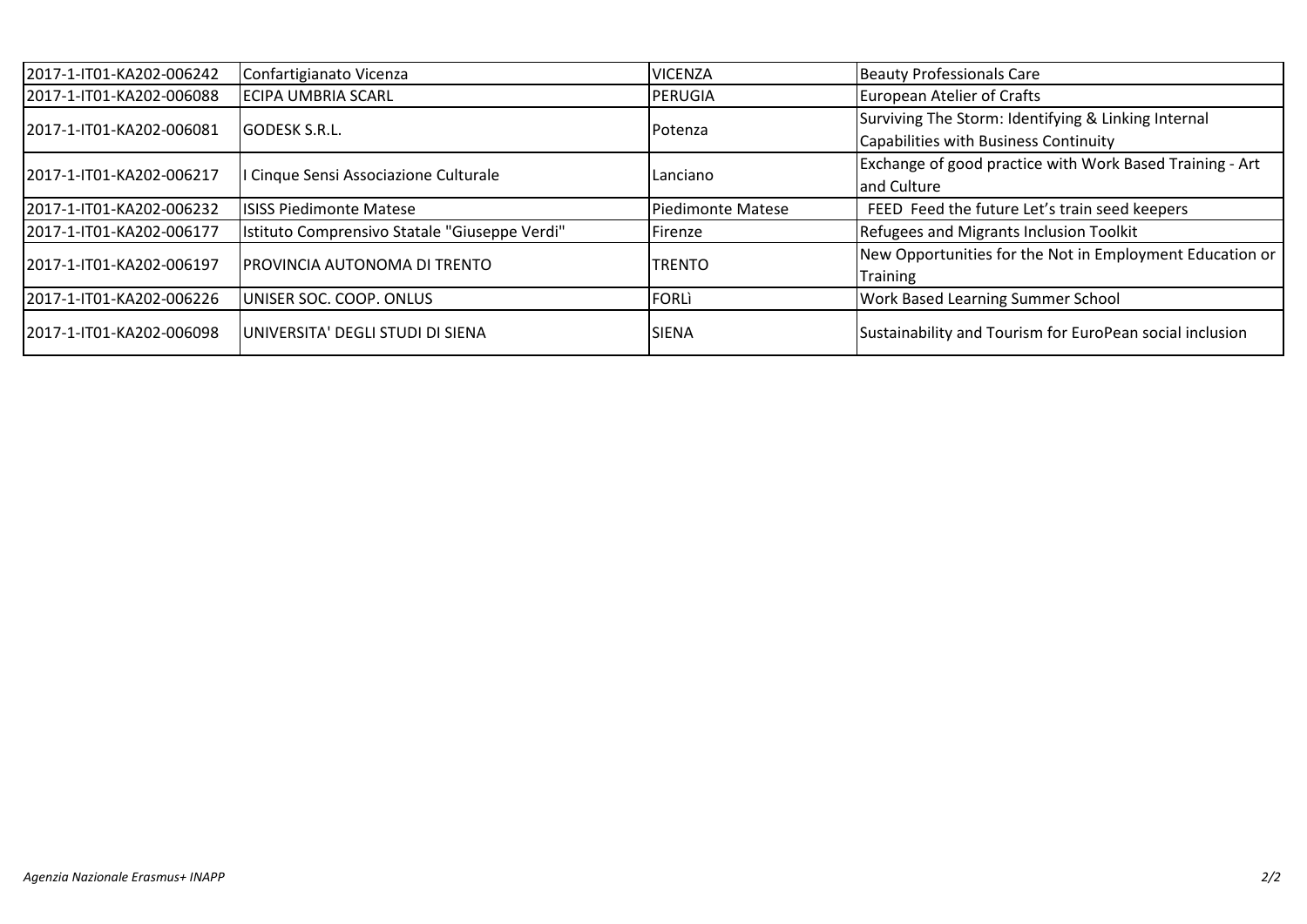| | | | |
|---|---|---|---|
| 2017-1-IT01-KA202-006242 | Confartigianato Vicenza | VICENZA | Beauty Professionals Care |
| 2017-1-IT01-KA202-006088 | ECIPA UMBRIA SCARL | PERUGIA | European Atelier of Crafts |
| 2017-1-IT01-KA202-006081 | GODESK S.R.L. | Potenza | Surviving The Storm: Identifying & Linking Internal Capabilities with Business Continuity |
| 2017-1-IT01-KA202-006217 | I Cinque Sensi Associazione Culturale | Lanciano | Exchange of good practice with Work Based Training - Art and Culture |
| 2017-1-IT01-KA202-006232 | ISISS Piedimonte Matese | Piedimonte Matese | FEED Feed the future Let's train seed keepers |
| 2017-1-IT01-KA202-006177 | Istituto Comprensivo Statale "Giuseppe Verdi" | Firenze | Refugees and Migrants Inclusion Toolkit |
| 2017-1-IT01-KA202-006197 | PROVINCIA AUTONOMA DI TRENTO | TRENTO | New Opportunities for the Not in Employment Education or Training |
| 2017-1-IT01-KA202-006226 | UNISER SOC. COOP. ONLUS | FORLÌ | Work Based Learning Summer School |
| 2017-1-IT01-KA202-006098 | UNIVERSITA' DEGLI STUDI DI SIENA | SIENA | Sustainability and Tourism for EuroPean social inclusion |